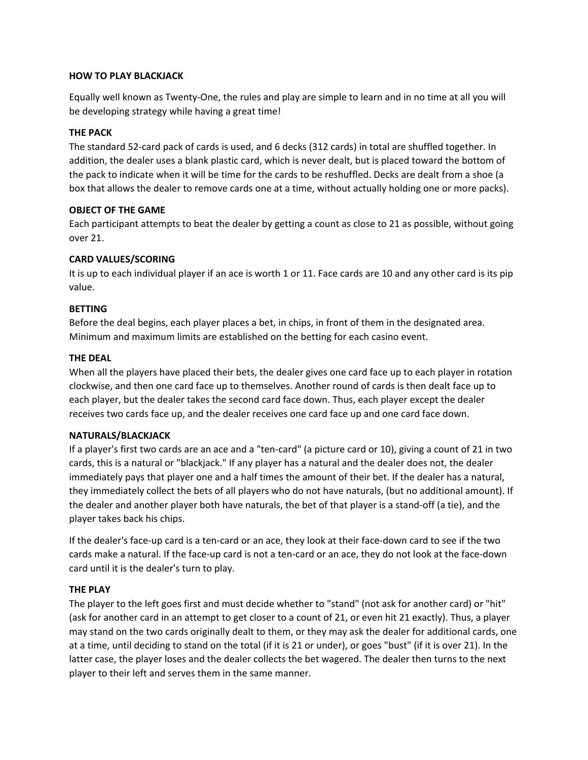# HOW TO PLAY BLACKJACK

Equally well known as Twenty-One, the rules and play are simple to learn and in no time at all you will be developing strategy while having a great time!

## THE PACK

The standard 52-card pack of cards is used, and 6 decks (312 cards) in total are shuffled together. In addition, the dealer uses a blank plastic card, which is never dealt, but is placed toward the bottom of the pack to indicate when it will be time for the cards to be reshuffled. Decks are dealt from a shoe (a box that allows the dealer to remove cards one at a time, without actually holding one or more packs).

## OBJECT OF THE GAME

Each participant attempts to beat the dealer by getting a count as close to 21 as possible, without going over 21.

## CARD VALUES/SCORING

It is up to each individual player if an ace is worth 1 or 11. Face cards are 10 and any other card is its pip value.

## BETTING

Before the deal begins, each player places a bet, in chips, in front of them in the designated area. Minimum and maximum limits are established on the betting for each casino event.

## THE DEAL

When all the players have placed their bets, the dealer gives one card face up to each player in rotation clockwise, and then one card face up to themselves. Another round of cards is then dealt face up to each player, but the dealer takes the second card face down. Thus, each player except the dealer receives two cards face up, and the dealer receives one card face up and one card face down.

## NATURALS/BLACKJACK

If a player's first two cards are an ace and a "ten-card" (a picture card or 10), giving a count of 21 in two cards, this is a natural or "blackjack." If any player has a natural and the dealer does not, the dealer immediately pays that player one and a half times the amount of their bet. If the dealer has a natural, they immediately collect the bets of all players who do not have naturals, (but no additional amount). If the dealer and another player both have naturals, the bet of that player is a stand-off (a tie), and the player takes back his chips.

If the dealer's face-up card is a ten-card or an ace, they look at their face-down card to see if the two cards make a natural. If the face-up card is not a ten-card or an ace, they do not look at the face-down card until it is the dealer's turn to play.

## THE PLAY

The player to the left goes first and must decide whether to "stand" (not ask for another card) or "hit" (ask for another card in an attempt to get closer to a count of 21, or even hit 21 exactly). Thus, a player may stand on the two cards originally dealt to them, or they may ask the dealer for additional cards, one at a time, until deciding to stand on the total (if it is 21 or under), or goes "bust" (if it is over 21). In the latter case, the player loses and the dealer collects the bet wagered. The dealer then turns to the next player to their left and serves them in the same manner.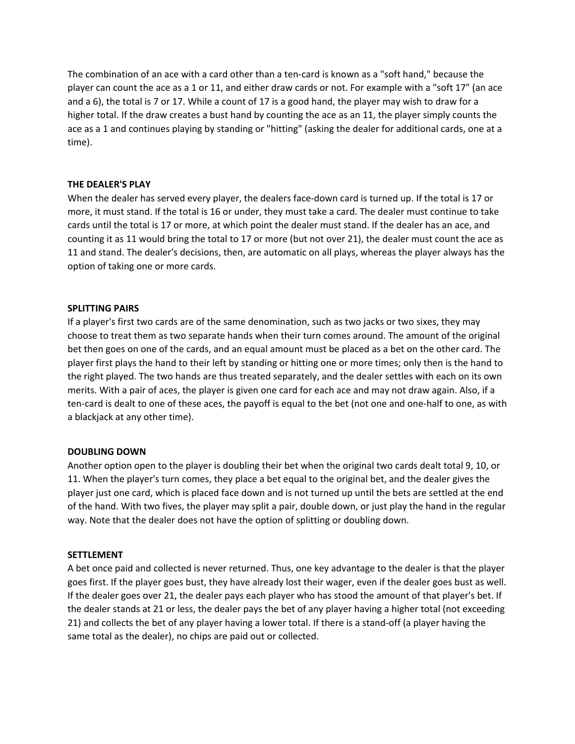The combination of an ace with a card other than a ten-card is known as a "soft hand," because the player can count the ace as a 1 or 11, and either draw cards or not. For example with a "soft 17" (an ace and a 6), the total is 7 or 17. While a count of 17 is a good hand, the player may wish to draw for a higher total. If the draw creates a bust hand by counting the ace as an 11, the player simply counts the ace as a 1 and continues playing by standing or "hitting" (asking the dealer for additional cards, one at a time).

**THE DEALER'S PLAY**

When the dealer has served every player, the dealers face-down card is turned up. If the total is 17 or more, it must stand. If the total is 16 or under, they must take a card. The dealer must continue to take cards until the total is 17 or more, at which point the dealer must stand. If the dealer has an ace, and counting it as 11 would bring the total to 17 or more (but not over 21), the dealer must count the ace as 11 and stand. The dealer's decisions, then, are automatic on all plays, whereas the player always has the option of taking one or more cards.

**SPLITTING PAIRS**

If a player's first two cards are of the same denomination, such as two jacks or two sixes, they may choose to treat them as two separate hands when their turn comes around. The amount of the original bet then goes on one of the cards, and an equal amount must be placed as a bet on the other card. The player first plays the hand to their left by standing or hitting one or more times; only then is the hand to the right played. The two hands are thus treated separately, and the dealer settles with each on its own merits. With a pair of aces, the player is given one card for each ace and may not draw again. Also, if a ten-card is dealt to one of these aces, the payoff is equal to the bet (not one and one-half to one, as with a blackjack at any other time).

**DOUBLING DOWN**

Another option open to the player is doubling their bet when the original two cards dealt total 9, 10, or 11. When the player's turn comes, they place a bet equal to the original bet, and the dealer gives the player just one card, which is placed face down and is not turned up until the bets are settled at the end of the hand. With two fives, the player may split a pair, double down, or just play the hand in the regular way. Note that the dealer does not have the option of splitting or doubling down.

**SETTLEMENT**

A bet once paid and collected is never returned. Thus, one key advantage to the dealer is that the player goes first. If the player goes bust, they have already lost their wager, even if the dealer goes bust as well. If the dealer goes over 21, the dealer pays each player who has stood the amount of that player's bet. If the dealer stands at 21 or less, the dealer pays the bet of any player having a higher total (not exceeding 21) and collects the bet of any player having a lower total. If there is a stand-off (a player having the same total as the dealer), no chips are paid out or collected.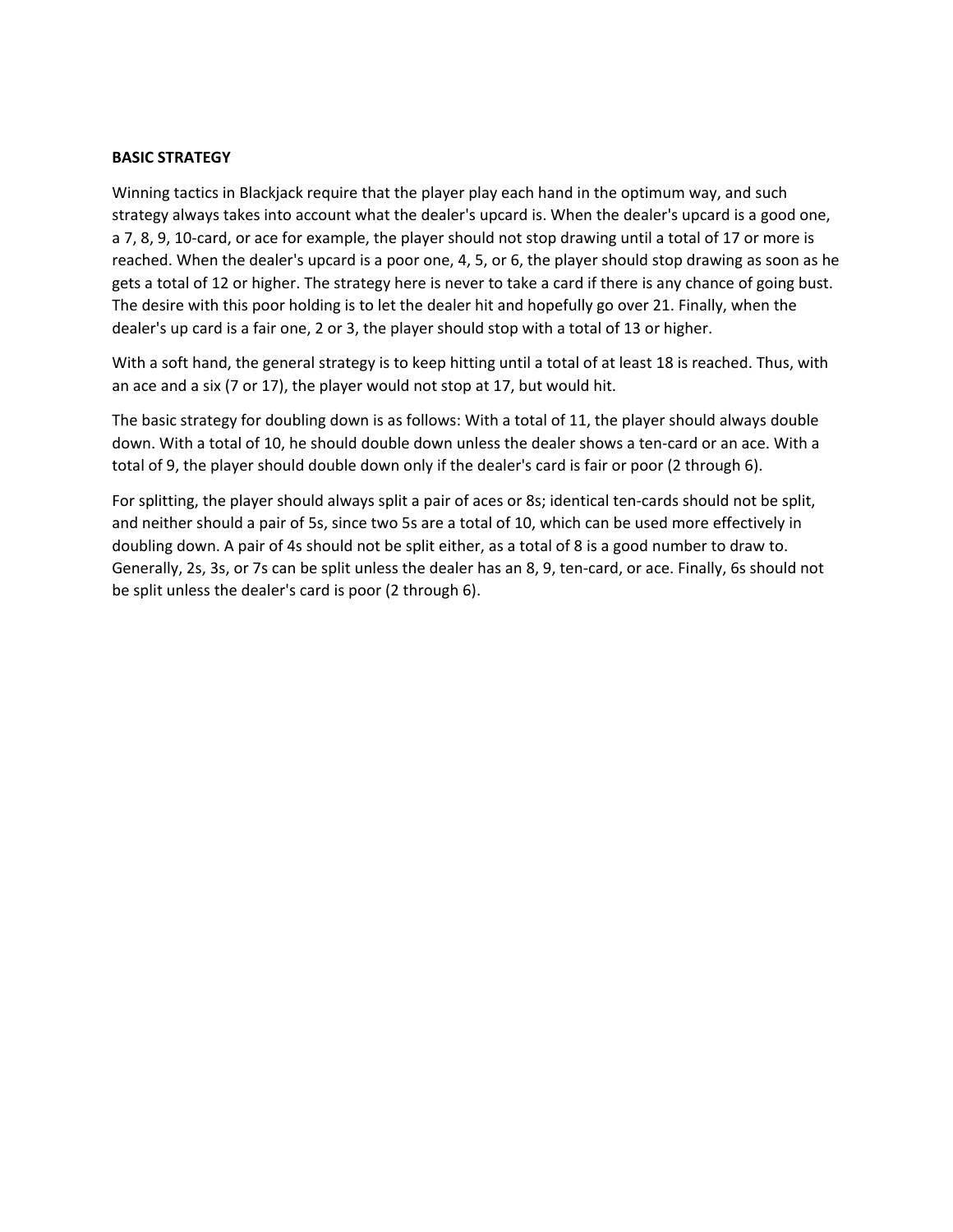**BASIC STRATEGY**

Winning tactics in Blackjack require that the player play each hand in the optimum way, and such strategy always takes into account what the dealer's upcard is. When the dealer's upcard is a good one, a 7, 8, 9, 10-card, or ace for example, the player should not stop drawing until a total of 17 or more is reached. When the dealer's upcard is a poor one, 4, 5, or 6, the player should stop drawing as soon as he gets a total of 12 or higher. The strategy here is never to take a card if there is any chance of going bust. The desire with this poor holding is to let the dealer hit and hopefully go over 21. Finally, when the dealer's up card is a fair one, 2 or 3, the player should stop with a total of 13 or higher.

With a soft hand, the general strategy is to keep hitting until a total of at least 18 is reached. Thus, with an ace and a six (7 or 17), the player would not stop at 17, but would hit.

The basic strategy for doubling down is as follows: With a total of 11, the player should always double down. With a total of 10, he should double down unless the dealer shows a ten-card or an ace. With a total of 9, the player should double down only if the dealer's card is fair or poor (2 through 6).

For splitting, the player should always split a pair of aces or 8s; identical ten-cards should not be split, and neither should a pair of 5s, since two 5s are a total of 10, which can be used more effectively in doubling down. A pair of 4s should not be split either, as a total of 8 is a good number to draw to. Generally, 2s, 3s, or 7s can be split unless the dealer has an 8, 9, ten-card, or ace. Finally, 6s should not be split unless the dealer's card is poor (2 through 6).